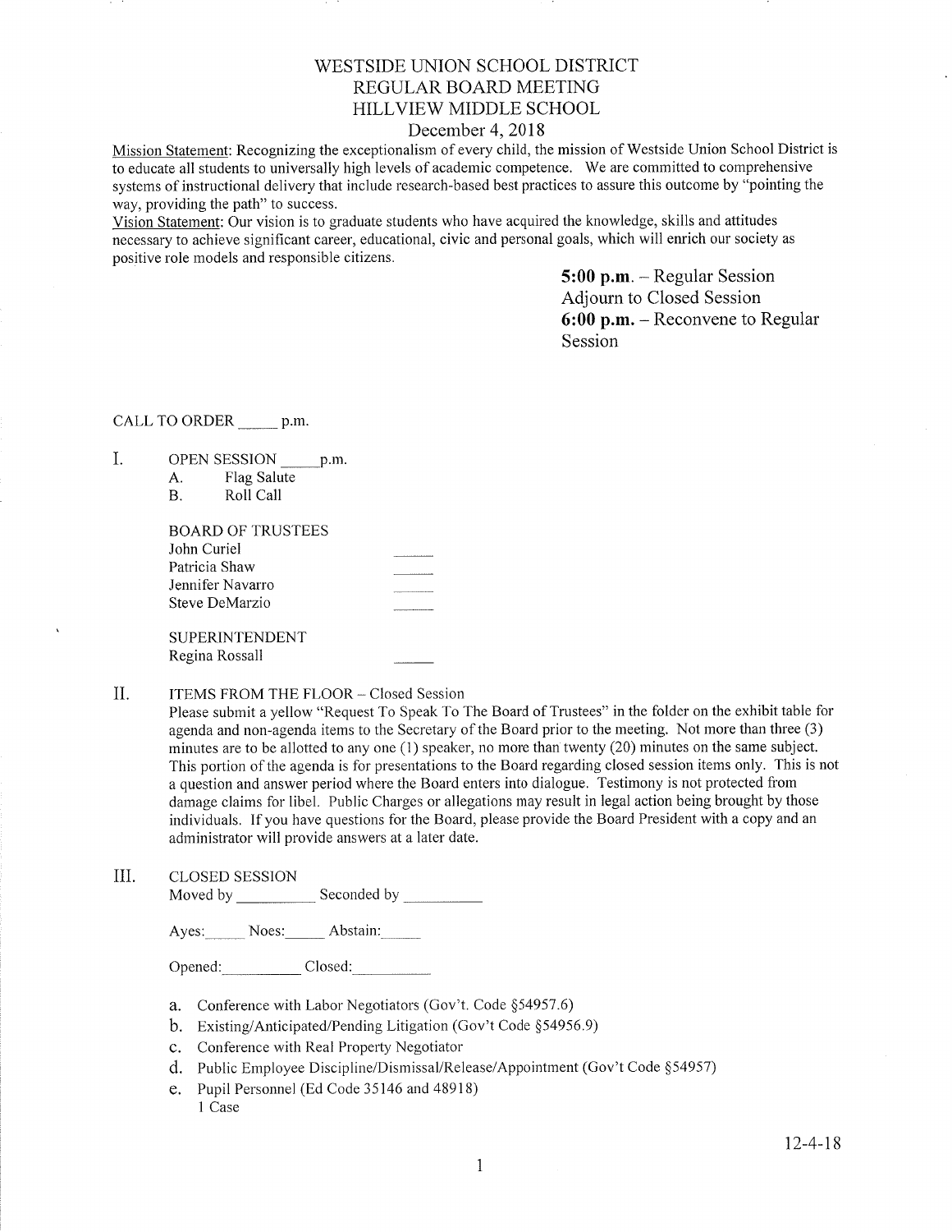# WESTSIDE UNION SCHOOL DISTRICT
## REGULAR BOARD MEETING
## HILLVIEW MIDDLE SCHOOL
### December 4, 2018

Mission Statement: Recognizing the exceptionalism of every child, the mission of Westside Union School District is to educate all students to universally high levels of academic competence. We are committed to comprehensive systems of instructional delivery that include research-based best practices to assure this outcome by "pointing the way, providing the path" to success.

Vision Statement: Our vision is to graduate students who have acquired the knowledge, skills and attitudes necessary to achieve significant career, educational, civic and personal goals, which will enrich our society as positive role models and responsible citizens.

**5:00 p.m.** – Regular Session
Adjourn to Closed Session
**6:00 p.m.** – Reconvene to Regular Session

CALL TO ORDER _____ p.m.

I. OPEN SESSION _____ p.m.
   A. Flag Salute
   B. Roll Call

   BOARD OF TRUSTEES
   John Curiel _____
   Patricia Shaw _____
   Jennifer Navarro _____
   Steve DeMarzio _____

   SUPERINTENDENT
   Regina Rossall _____

II. ITEMS FROM THE FLOOR – Closed Session

Please submit a yellow "Request To Speak To The Board of Trustees" in the folder on the exhibit table for agenda and non-agenda items to the Secretary of the Board prior to the meeting. Not more than three (3) minutes are to be allotted to any one (1) speaker, no more than twenty (20) minutes on the same subject. This portion of the agenda is for presentations to the Board regarding closed session items only. This is not a question and answer period where the Board enters into dialogue. Testimony is not protected from damage claims for libel. Public Charges or allegations may result in legal action being brought by those individuals. If you have questions for the Board, please provide the Board President with a copy and an administrator will provide answers at a later date.

III. CLOSED SESSION

Moved by __________ Seconded by __________

Ayes: _____ Noes: _____ Abstain: _____

Opened: __________ Closed: __________

a. Conference with Labor Negotiators (Gov't. Code §54957.6)
b. Existing/Anticipated/Pending Litigation (Gov't Code §54956.9)
c. Conference with Real Property Negotiator
d. Public Employee Discipline/Dismissal/Release/Appointment (Gov't Code §54957)
e. Pupil Personnel (Ed Code 35146 and 48918)
   1 Case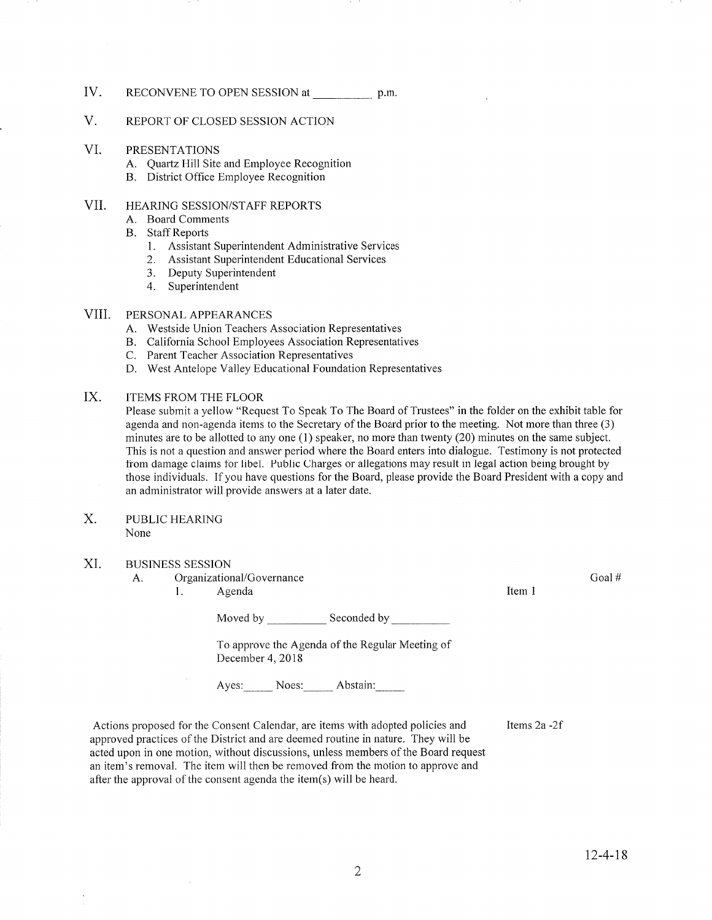## IV. RECONVENE TO OPEN SESSION at __________ p.m.

## V. REPORT OF CLOSED SESSION ACTION

## VI. PRESENTATIONS

A. Quartz Hill Site and Employee Recognition
B. District Office Employee Recognition

## VII. HEARING SESSION/STAFF REPORTS

A. Board Comments
B. Staff Reports
   1. Assistant Superintendent Administrative Services
   2. Assistant Superintendent Educational Services
   3. Deputy Superintendent
   4. Superintendent

## VIII. PERSONAL APPEARANCES

A. Westside Union Teachers Association Representatives
B. California School Employees Association Representatives
C. Parent Teacher Association Representatives
D. West Antelope Valley Educational Foundation Representatives

## IX. ITEMS FROM THE FLOOR

Please submit a yellow "Request To Speak To The Board of Trustees" in the folder on the exhibit table for agenda and non-agenda items to the Secretary of the Board prior to the meeting. Not more than three (3) minutes are to be allotted to any one (1) speaker, no more than twenty (20) minutes on the same subject. This is not a question and answer period where the Board enters into dialogue. Testimony is not protected from damage claims for libel. Public Charges or allegations may result in legal action being brought by those individuals. If you have questions for the Board, please provide the Board President with a copy and an administrator will provide answers at a later date.

## X. PUBLIC HEARING

None

## XI. BUSINESS SESSION

A. Organizational/Governance — Goal #

1. Agenda — Item 1

Moved by __________ Seconded by __________

To approve the Agenda of the Regular Meeting of December 4, 2018

Ayes:_____ Noes:_____ Abstain:_____

Actions proposed for the Consent Calendar, are items with adopted policies and approved practices of the District and are deemed routine in nature. They will be acted upon in one motion, without discussions, unless members of the Board request an item's removal. The item will then be removed from the motion to approve and after the approval of the consent agenda the item(s) will be heard. — Items 2a -2f

12-4-18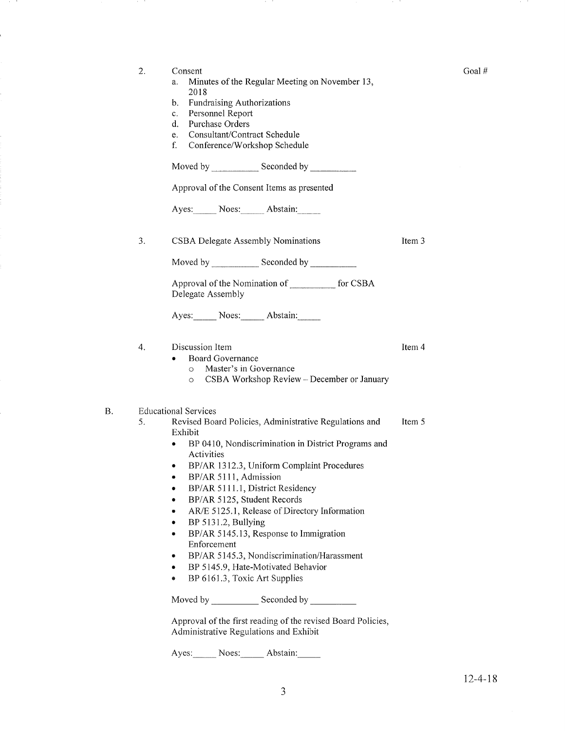Goal #

2. Consent
   a. Minutes of the Regular Meeting on November 13, 2018
   b. Fundraising Authorizations
   c. Personnel Report
   d. Purchase Orders
   e. Consultant/Contract Schedule
   f. Conference/Workshop Schedule

   Moved by __________ Seconded by __________

   Approval of the Consent Items as presented

   Ayes:_____ Noes:_____ Abstain:_____

3. CSBA Delegate Assembly Nominations — Item 3

   Moved by __________ Seconded by __________

   Approval of the Nomination of __________ for CSBA Delegate Assembly

   Ayes:_____ Noes:_____ Abstain:_____

4. Discussion Item — Item 4
   - Board Governance
     - Master's in Governance
     - CSBA Workshop Review – December or January

B. Educational Services

5. Revised Board Policies, Administrative Regulations and Exhibit — Item 5
   - BP 0410, Nondiscrimination in District Programs and Activities
   - BP/AR 1312.3, Uniform Complaint Procedures
   - BP/AR 5111, Admission
   - BP/AR 5111.1, District Residency
   - BP/AR 5125, Student Records
   - AR/E 5125.1, Release of Directory Information
   - BP 5131.2, Bullying
   - BP/AR 5145.13, Response to Immigration Enforcement
   - BP/AR 5145.3, Nondiscrimination/Harassment
   - BP 5145.9, Hate-Motivated Behavior
   - BP 6161.3, Toxic Art Supplies

   Moved by __________ Seconded by __________

   Approval of the first reading of the revised Board Policies, Administrative Regulations and Exhibit

   Ayes:_____ Noes:_____ Abstain:_____

12-4-18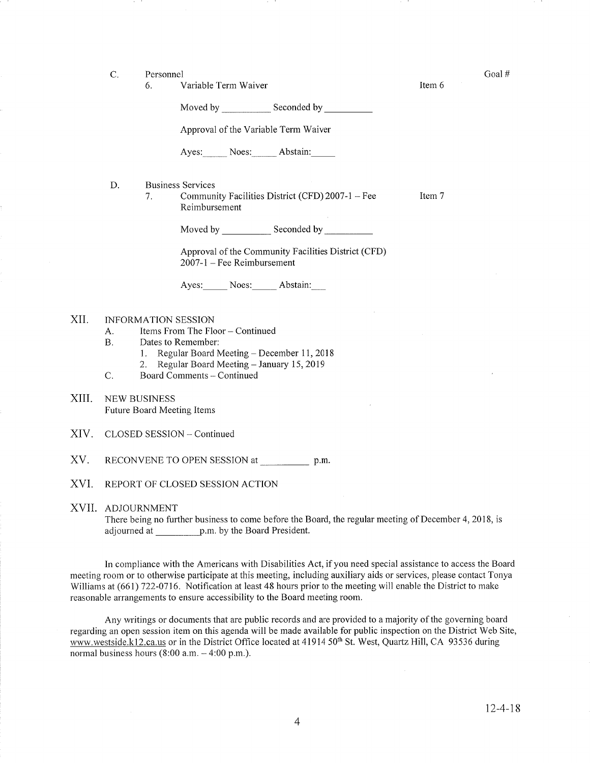C. Personnel — Goal #

6. Variable Term Waiver — Item 6

Moved by __________ Seconded by __________

Approval of the Variable Term Waiver

Ayes:_____ Noes:_____ Abstain:_____

D. Business Services

7. Community Facilities District (CFD) 2007-1 – Fee Reimbursement — Item 7

Moved by __________ Seconded by __________

Approval of the Community Facilities District (CFD) 2007-1 – Fee Reimbursement

Ayes:_____ Noes:_____ Abstain:___

## XII. INFORMATION SESSION

A. Items From The Floor – Continued

B. Dates to Remember:

1. Regular Board Meeting – December 11, 2018
2. Regular Board Meeting – January 15, 2019

C. Board Comments – Continued

## XIII. NEW BUSINESS

Future Board Meeting Items

## XIV. CLOSED SESSION – Continued

## XV. RECONVENE TO OPEN SESSION at __________ p.m.

## XVI. REPORT OF CLOSED SESSION ACTION

## XVII. ADJOURNMENT

There being no further business to come before the Board, the regular meeting of December 4, 2018, is adjourned at _________p.m. by the Board President.

In compliance with the Americans with Disabilities Act, if you need special assistance to access the Board meeting room or to otherwise participate at this meeting, including auxiliary aids or services, please contact Tonya Williams at (661) 722-0716. Notification at least 48 hours prior to the meeting will enable the District to make reasonable arrangements to ensure accessibility to the Board meeting room.

Any writings or documents that are public records and are provided to a majority of the governing board regarding an open session item on this agenda will be made available for public inspection on the District Web Site, www.westside.k12.ca.us or in the District Office located at 41914 50th St. West, Quartz Hill, CA 93536 during normal business hours (8:00 a.m. – 4:00 p.m.).

12-4-18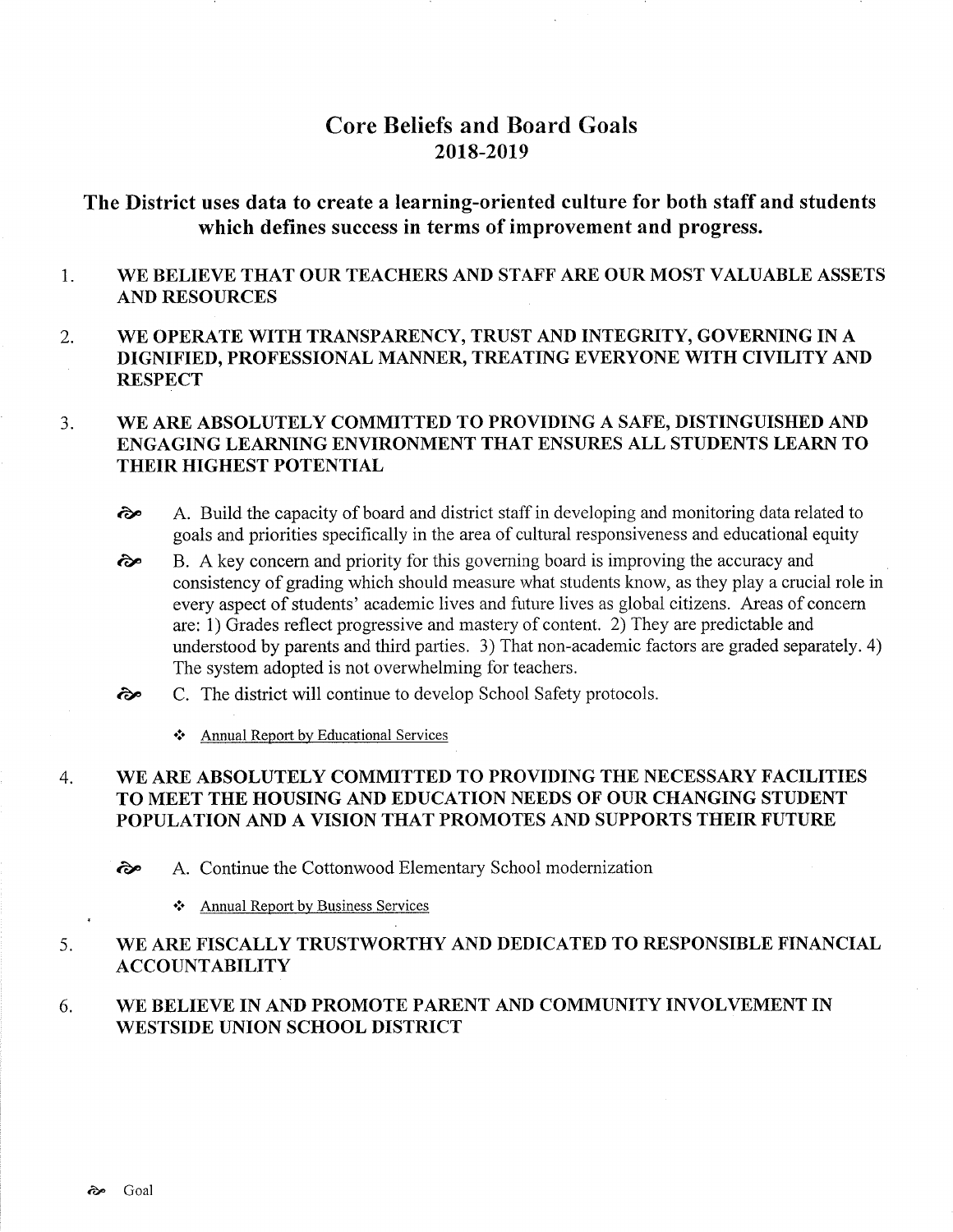# Core Beliefs and Board Goals
# 2018-2019

## The District uses data to create a learning-oriented culture for both staff and students which defines success in terms of improvement and progress.

1. **WE BELIEVE THAT OUR TEACHERS AND STAFF ARE OUR MOST VALUABLE ASSETS AND RESOURCES**

2. **WE OPERATE WITH TRANSPARENCY, TRUST AND INTEGRITY, GOVERNING IN A DIGNIFIED, PROFESSIONAL MANNER, TREATING EVERYONE WITH CIVILITY AND RESPECT**

3. **WE ARE ABSOLUTELY COMMITTED TO PROVIDING A SAFE, DISTINGUISHED AND ENGAGING LEARNING ENVIRONMENT THAT ENSURES ALL STUDENTS LEARN TO THEIR HIGHEST POTENTIAL**

   - A. Build the capacity of board and district staff in developing and monitoring data related to goals and priorities specifically in the area of cultural responsiveness and educational equity
   - B. A key concern and priority for this governing board is improving the accuracy and consistency of grading which should measure what students know, as they play a crucial role in every aspect of students' academic lives and future lives as global citizens. Areas of concern are: 1) Grades reflect progressive and mastery of content. 2) They are predictable and understood by parents and third parties. 3) That non-academic factors are graded separately. 4) The system adopted is not overwhelming for teachers.
   - C. The district will continue to develop School Safety protocols.
     - Annual Report by Educational Services

4. **WE ARE ABSOLUTELY COMMITTED TO PROVIDING THE NECESSARY FACILITIES TO MEET THE HOUSING AND EDUCATION NEEDS OF OUR CHANGING STUDENT POPULATION AND A VISION THAT PROMOTES AND SUPPORTS THEIR FUTURE**

   - A. Continue the Cottonwood Elementary School modernization
     - Annual Report by Business Services

5. **WE ARE FISCALLY TRUSTWORTHY AND DEDICATED TO RESPONSIBLE FINANCIAL ACCOUNTABILITY**

6. **WE BELIEVE IN AND PROMOTE PARENT AND COMMUNITY INVOLVEMENT IN WESTSIDE UNION SCHOOL DISTRICT**

ờ Goal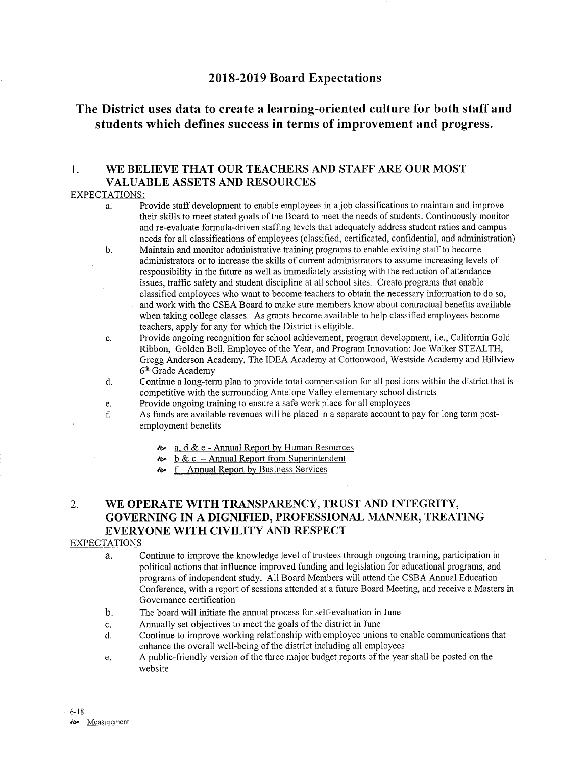## 2018-2019 Board Expectations

# The District uses data to create a learning-oriented culture for both staff and students which defines success in terms of improvement and progress.

### 1. WE BELIEVE THAT OUR TEACHERS AND STAFF ARE OUR MOST VALUABLE ASSETS AND RESOURCES

<u>EXPECTATIONS:</u>

a. Provide staff development to enable employees in a job classifications to maintain and improve their skills to meet stated goals of the Board to meet the needs of students. Continuously monitor and re-evaluate formula-driven staffing levels that adequately address student ratios and campus needs for all classifications of employees (classified, certificated, confidential, and administration)

b. Maintain and monitor administrative training programs to enable existing staff to become administrators or to increase the skills of current administrators to assume increasing levels of responsibility in the future as well as immediately assisting with the reduction of attendance issues, traffic safety and student discipline at all school sites. Create programs that enable classified employees who want to become teachers to obtain the necessary information to do so, and work with the CSEA Board to make sure members know about contractual benefits available when taking college classes. As grants become available to help classified employees become teachers, apply for any for which the District is eligible.

c. Provide ongoing recognition for school achievement, program development, i.e., California Gold Ribbon, Golden Bell, Employee of the Year, and Program Innovation: Joe Walker STEALTH, Gregg Anderson Academy, The IDEA Academy at Cottonwood, Westside Academy and Hillview 6th Grade Academy

d. Continue a long-term plan to provide total compensation for all positions within the district that is competitive with the surrounding Antelope Valley elementary school districts

e. Provide ongoing training to ensure a safe work place for all employees

f. As funds are available revenues will be placed in a separate account to pay for long term post-employment benefits

- <u>a, d & e - Annual Report by Human Resources</u>
- <u>b & c – Annual Report from Superintendent</u>
- <u>f – Annual Report by Business Services</u>

### 2. WE OPERATE WITH TRANSPARENCY, TRUST AND INTEGRITY, GOVERNING IN A DIGNIFIED, PROFESSIONAL MANNER, TREATING EVERYONE WITH CIVILITY AND RESPECT

<u>EXPECTATIONS</u>

a. Continue to improve the knowledge level of trustees through ongoing training, participation in political actions that influence improved funding and legislation for educational programs, and programs of independent study. All Board Members will attend the CSBA Annual Education Conference, with a report of sessions attended at a future Board Meeting, and receive a Masters in Governance certification

b. The board will initiate the annual process for self-evaluation in June

c. Annually set objectives to meet the goals of the district in June

d. Continue to improve working relationship with employee unions to enable communications that enhance the overall well-being of the district including all employees

e. A public-friendly version of the three major budget reports of the year shall be posted on the website

6-18

<u>Measurement</u>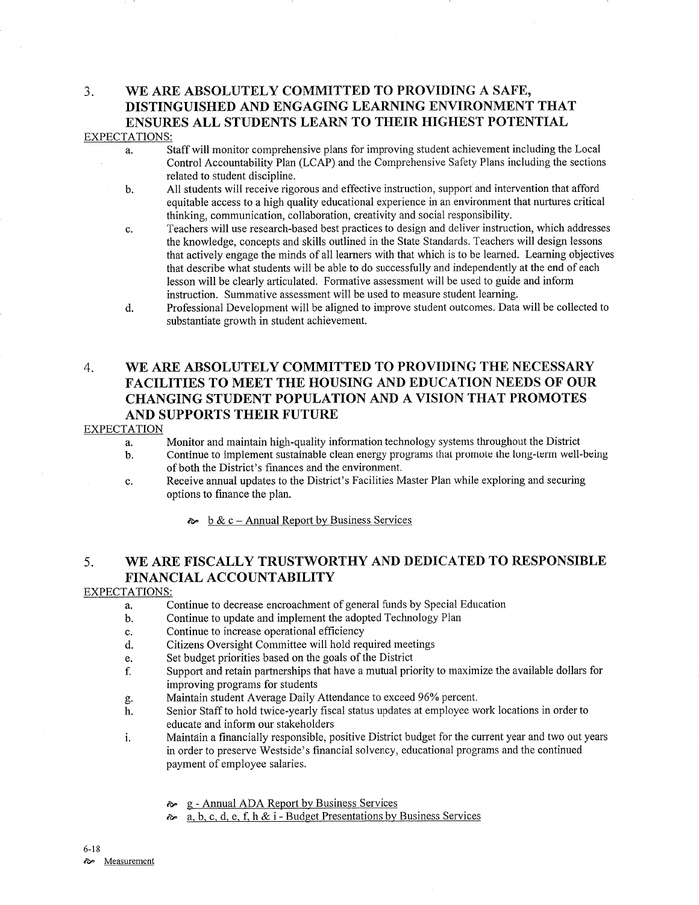### 3. WE ARE ABSOLUTELY COMMITTED TO PROVIDING A SAFE, DISTINGUISHED AND ENGAGING LEARNING ENVIRONMENT THAT ENSURES ALL STUDENTS LEARN TO THEIR HIGHEST POTENTIAL

EXPECTATIONS:

- a. Staff will monitor comprehensive plans for improving student achievement including the Local Control Accountability Plan (LCAP) and the Comprehensive Safety Plans including the sections related to student discipline.
- b. All students will receive rigorous and effective instruction, support and intervention that afford equitable access to a high quality educational experience in an environment that nurtures critical thinking, communication, collaboration, creativity and social responsibility.
- c. Teachers will use research-based best practices to design and deliver instruction, which addresses the knowledge, concepts and skills outlined in the State Standards. Teachers will design lessons that actively engage the minds of all learners with that which is to be learned. Learning objectives that describe what students will be able to do successfully and independently at the end of each lesson will be clearly articulated. Formative assessment will be used to guide and inform instruction. Summative assessment will be used to measure student learning.
- d. Professional Development will be aligned to improve student outcomes. Data will be collected to substantiate growth in student achievement.

### 4. WE ARE ABSOLUTELY COMMITTED TO PROVIDING THE NECESSARY FACILITIES TO MEET THE HOUSING AND EDUCATION NEEDS OF OUR CHANGING STUDENT POPULATION AND A VISION THAT PROMOTES AND SUPPORTS THEIR FUTURE

EXPECTATION

- a. Monitor and maintain high-quality information technology systems throughout the District
- b. Continue to implement sustainable clean energy programs that promote the long-term well-being of both the District's finances and the environment.
- c. Receive annual updates to the District's Facilities Master Plan while exploring and securing options to finance the plan.

  ☞ b & c – Annual Report by Business Services

### 5. WE ARE FISCALLY TRUSTWORTHY AND DEDICATED TO RESPONSIBLE FINANCIAL ACCOUNTABILITY

EXPECTATIONS:

- a. Continue to decrease encroachment of general funds by Special Education
- b. Continue to update and implement the adopted Technology Plan
- c. Continue to increase operational efficiency
- d. Citizens Oversight Committee will hold required meetings
- e. Set budget priorities based on the goals of the District
- f. Support and retain partnerships that have a mutual priority to maximize the available dollars for improving programs for students
- g. Maintain student Average Daily Attendance to exceed 96% percent.
- h. Senior Staff to hold twice-yearly fiscal status updates at employee work locations in order to educate and inform our stakeholders
- i. Maintain a financially responsible, positive District budget for the current year and two out years in order to preserve Westside's financial solvency, educational programs and the continued payment of employee salaries.

  ☞ g - Annual ADA Report by Business Services

  ☞ a, b, c, d, e, f, h & i - Budget Presentations by Business Services

6-18

☞ Measurement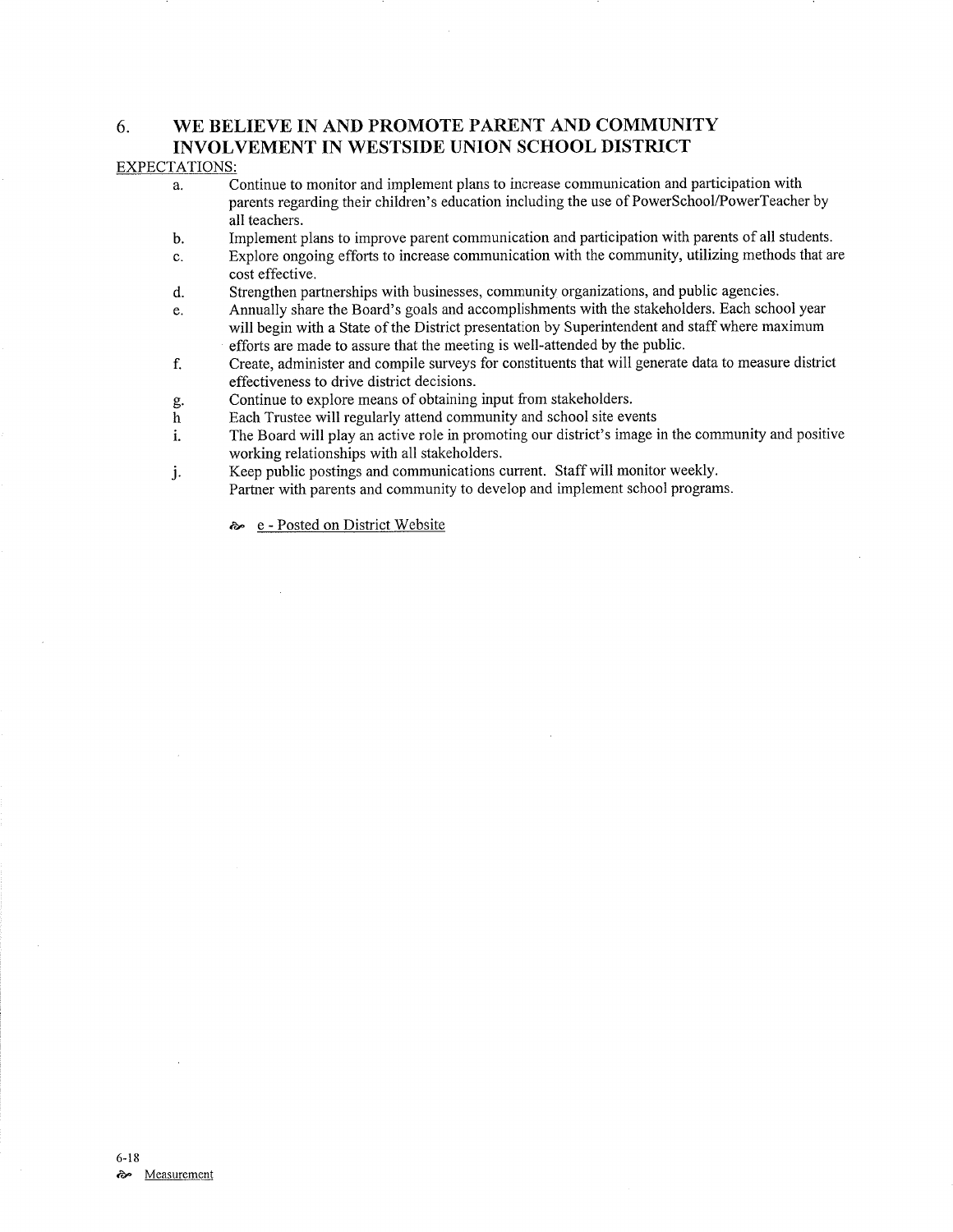## 6. WE BELIEVE IN AND PROMOTE PARENT AND COMMUNITY INVOLVEMENT IN WESTSIDE UNION SCHOOL DISTRICT

EXPECTATIONS:

a. Continue to monitor and implement plans to increase communication and participation with parents regarding their children's education including the use of PowerSchool/PowerTeacher by all teachers.

b. Implement plans to improve parent communication and participation with parents of all students.

c. Explore ongoing efforts to increase communication with the community, utilizing methods that are cost effective.

d. Strengthen partnerships with businesses, community organizations, and public agencies.

e. Annually share the Board's goals and accomplishments with the stakeholders. Each school year will begin with a State of the District presentation by Superintendent and staff where maximum efforts are made to assure that the meeting is well-attended by the public.

f. Create, administer and compile surveys for constituents that will generate data to measure district effectiveness to drive district decisions.

g. Continue to explore means of obtaining input from stakeholders.

h Each Trustee will regularly attend community and school site events

i. The Board will play an active role in promoting our district's image in the community and positive working relationships with all stakeholders.

j. Keep public postings and communications current. Staff will monitor weekly.
Partner with parents and community to develop and implement school programs.

&nbsp;&nbsp;&nbsp;&nbsp;e - Posted on District Website

6-18

Measurement